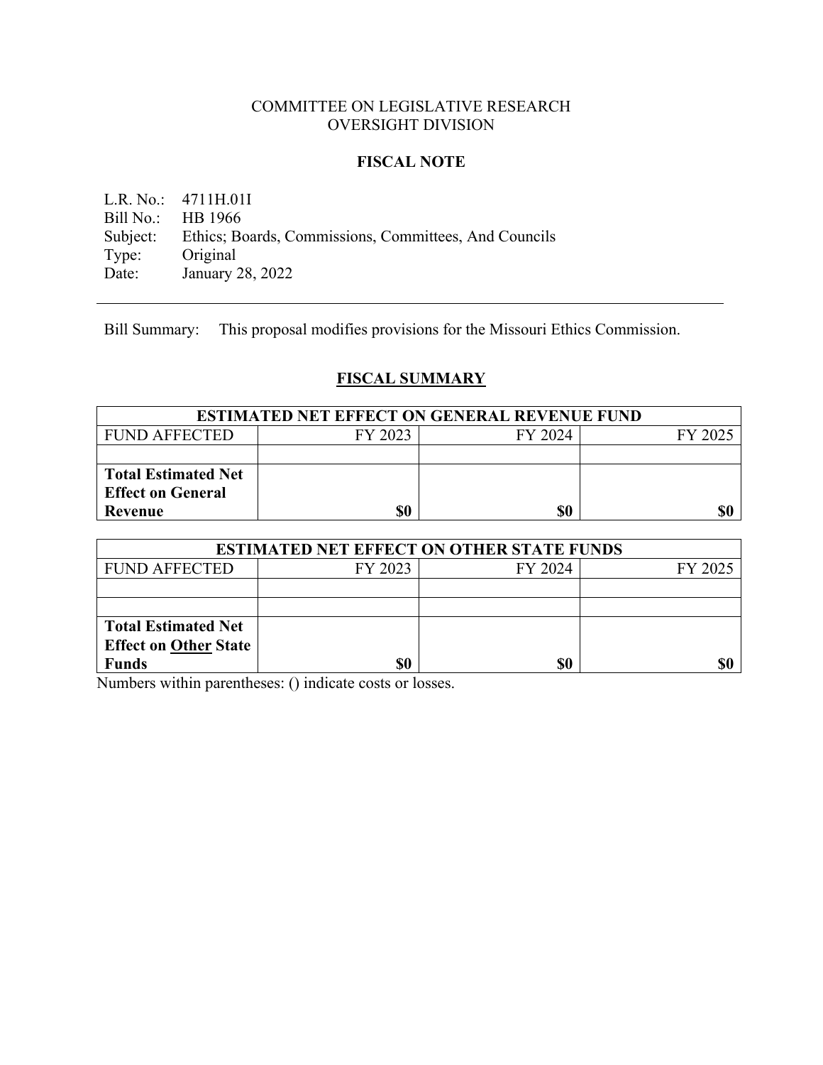COMMITTEE ON LEGISLATIVE RESEARCH
OVERSIGHT DIVISION

**FISCAL NOTE**

L.R. No.: 4711H.01I
Bill No.: HB 1966
Subject: Ethics; Boards, Commissions, Committees, And Councils
Type: Original
Date: January 28, 2022

---

Bill Summary: This proposal modifies provisions for the Missouri Ethics Commission.

## FISCAL SUMMARY

| ESTIMATED NET EFFECT ON GENERAL REVENUE FUND | | | |
|---|---|---|---|
| FUND AFFECTED | FY 2023 | FY 2024 | FY 2025 |
| | | | |
| **Total Estimated Net Effect on General Revenue** | **$0** | **$0** | **$0** |

| ESTIMATED NET EFFECT ON OTHER STATE FUNDS | | | |
|---|---|---|---|
| FUND AFFECTED | FY 2023 | FY 2024 | FY 2025 |
| | | | |
| | | | |
| **Total Estimated Net Effect on Other State Funds** | **$0** | **$0** | **$0** |

Numbers within parentheses: () indicate costs or losses.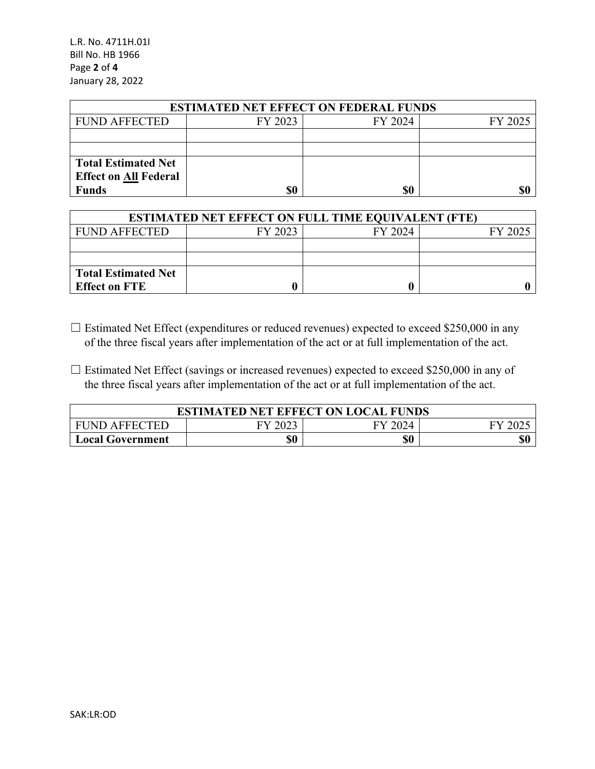| ESTIMATED NET EFFECT ON FEDERAL FUNDS | | | |
|---|---|---|---|
| FUND AFFECTED | FY 2023 | FY 2024 | FY 2025 |
| | | | |
| | | | |
| **Total Estimated Net Effect on All Federal Funds** | **$0** | **$0** | **$0** |

| ESTIMATED NET EFFECT ON FULL TIME EQUIVALENT (FTE) | | | |
|---|---|---|---|
| FUND AFFECTED | FY 2023 | FY 2024 | FY 2025 |
| | | | |
| | | | |
| **Total Estimated Net Effect on FTE** | **0** | **0** | **0** |

☐ Estimated Net Effect (expenditures or reduced revenues) expected to exceed $250,000 in any of the three fiscal years after implementation of the act or at full implementation of the act.

☐ Estimated Net Effect (savings or increased revenues) expected to exceed $250,000 in any of the three fiscal years after implementation of the act or at full implementation of the act.

| ESTIMATED NET EFFECT ON LOCAL FUNDS | | | |
|---|---|---|---|
| FUND AFFECTED | FY 2023 | FY 2024 | FY 2025 |
| **Local Government** | **$0** | **$0** | **$0** |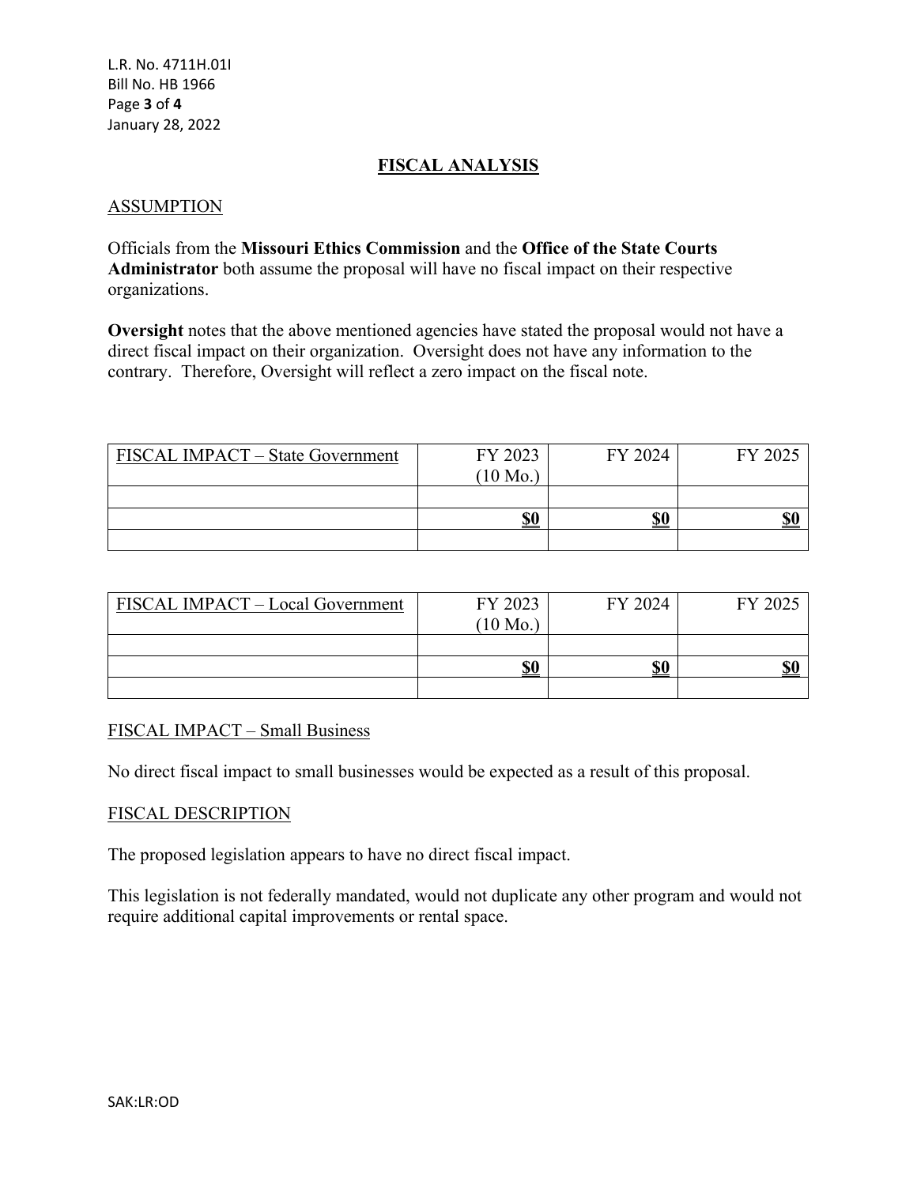## FISCAL ANALYSIS

### ASSUMPTION

Officials from the **Missouri Ethics Commission** and the **Office of the State Courts Administrator** both assume the proposal will have no fiscal impact on their respective organizations.

**Oversight** notes that the above mentioned agencies have stated the proposal would not have a direct fiscal impact on their organization. Oversight does not have any information to the contrary. Therefore, Oversight will reflect a zero impact on the fiscal note.

| FISCAL IMPACT – State Government | FY 2023 (10 Mo.) | FY 2024 | FY 2025 |
|---|---|---|---|
| | | | |
| | **$0** | **$0** | **$0** |
| | | | |

| FISCAL IMPACT – Local Government | FY 2023 (10 Mo.) | FY 2024 | FY 2025 |
|---|---|---|---|
| | | | |
| | **$0** | **$0** | **$0** |
| | | | |

### FISCAL IMPACT – Small Business

No direct fiscal impact to small businesses would be expected as a result of this proposal.

### FISCAL DESCRIPTION

The proposed legislation appears to have no direct fiscal impact.

This legislation is not federally mandated, would not duplicate any other program and would not require additional capital improvements or rental space.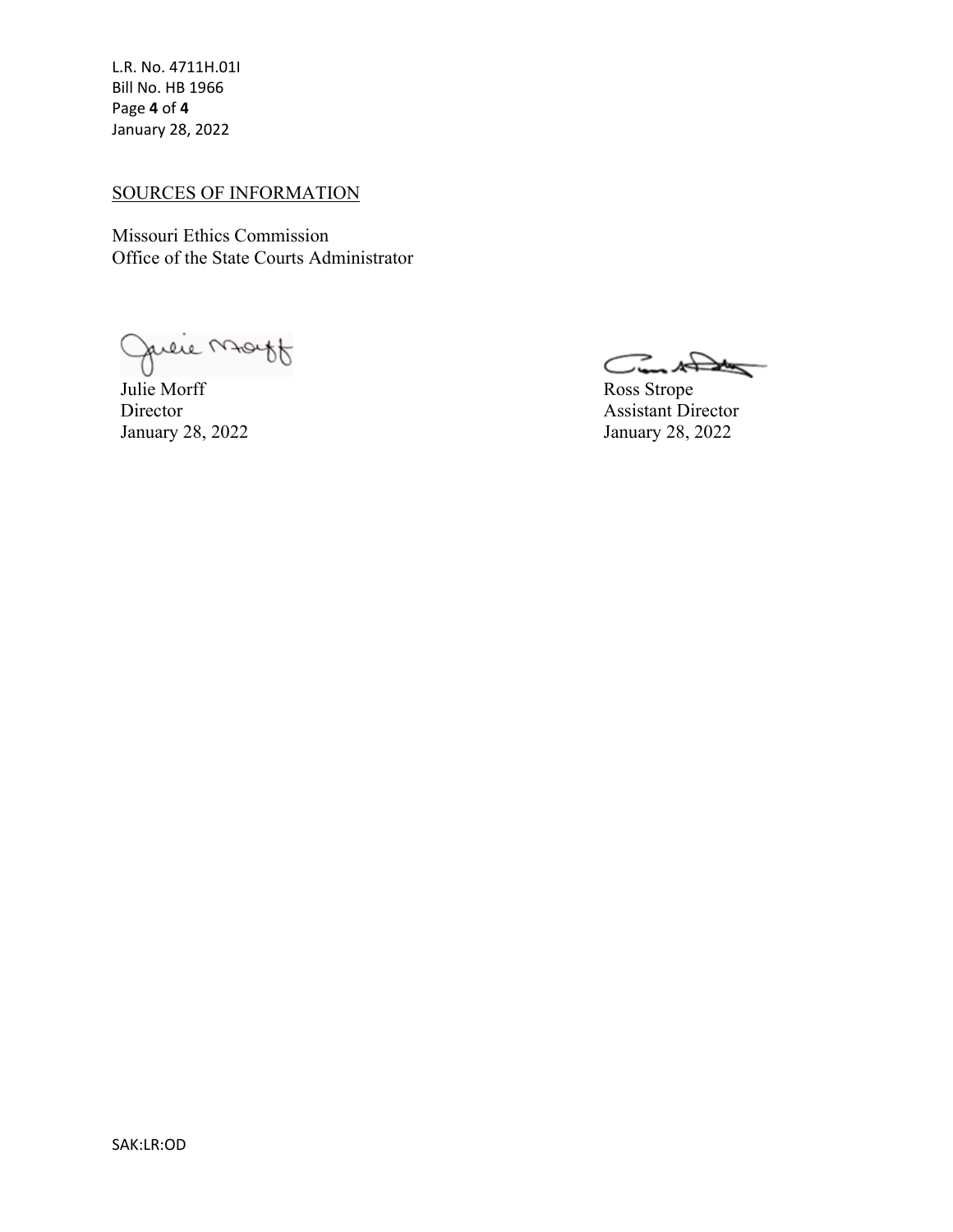## SOURCES OF INFORMATION

Missouri Ethics Commission
Office of the State Courts Administrator

Julie Morff
Director
January 28, 2022

Ross Strope
Assistant Director
January 28, 2022

SAK:LR:OD